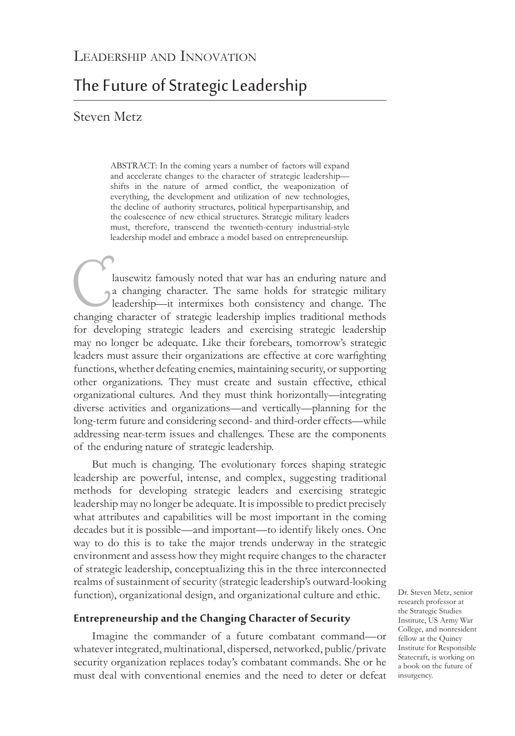Leadership and Innovation

# The Future of Strategic Leadership

Steven Metz

ABSTRACT: In the coming years a number of factors will expand and accelerate changes to the character of strategic leadership—shifts in the nature of armed conflict, the weaponization of everything, the development and utilization of new technologies, the decline of authority structures, political hyperpartisanship, and the coalescence of new ethical structures. Strategic military leaders must, therefore, transcend the twentieth-century industrial-style leadership model and embrace a model based on entrepreneurship.

Clausewitz famously noted that war has an enduring nature and a changing character. The same holds for strategic military leadership—it intermixes both consistency and change. The changing character of strategic leadership implies traditional methods for developing strategic leaders and exercising strategic leadership may no longer be adequate. Like their forebears, tomorrow's strategic leaders must assure their organizations are effective at core warfighting functions, whether defeating enemies, maintaining security, or supporting other organizations. They must create and sustain effective, ethical organizational cultures. And they must think horizontally—integrating diverse activities and organizations—and vertically—planning for the long-term future and considering second- and third-order effects—while addressing near-term issues and challenges. These are the components of the enduring nature of strategic leadership.

But much is changing. The evolutionary forces shaping strategic leadership are powerful, intense, and complex, suggesting traditional methods for developing strategic leaders and exercising strategic leadership may no longer be adequate. It is impossible to predict precisely what attributes and capabilities will be most important in the coming decades but it is possible—and important—to identify likely ones. One way to do this is to take the major trends underway in the strategic environment and assess how they might require changes to the character of strategic leadership, conceptualizing this in the three interconnected realms of sustainment of security (strategic leadership's outward-looking function), organizational design, and organizational culture and ethic.

## Entrepreneurship and the Changing Character of Security

Imagine the commander of a future combatant command—or whatever integrated, multinational, dispersed, networked, public/private security organization replaces today's combatant commands. She or he must deal with conventional enemies and the need to deter or defeat

Dr. Steven Metz, senior research professor at the Strategic Studies Institute, US Army War College, and nonresident fellow at the Quincy Institute for Responsible Statecraft, is working on a book on the future of insurgency.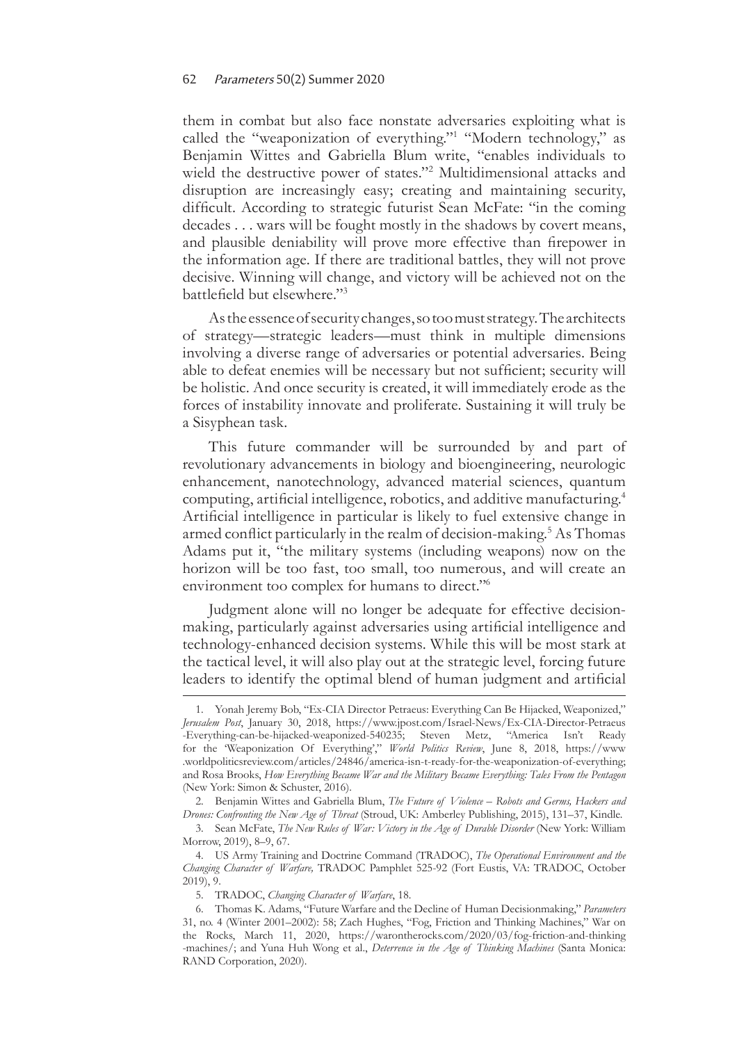them in combat but also face nonstate adversaries exploiting what is called the "weaponization of everything."[1] "Modern technology," as Benjamin Wittes and Gabriella Blum write, "enables individuals to wield the destructive power of states."[2] Multidimensional attacks and disruption are increasingly easy; creating and maintaining security, difficult. According to strategic futurist Sean McFate: "in the coming decades . . . wars will be fought mostly in the shadows by covert means, and plausible deniability will prove more effective than firepower in the information age. If there are traditional battles, they will not prove decisive. Winning will change, and victory will be achieved not on the battlefield but elsewhere."[3]

As the essence of security changes, so too must strategy. The architects of strategy—strategic leaders—must think in multiple dimensions involving a diverse range of adversaries or potential adversaries. Being able to defeat enemies will be necessary but not sufficient; security will be holistic. And once security is created, it will immediately erode as the forces of instability innovate and proliferate. Sustaining it will truly be a Sisyphean task.

This future commander will be surrounded by and part of revolutionary advancements in biology and bioengineering, neurologic enhancement, nanotechnology, advanced material sciences, quantum computing, artificial intelligence, robotics, and additive manufacturing.[4] Artificial intelligence in particular is likely to fuel extensive change in armed conflict particularly in the realm of decision-making.[5] As Thomas Adams put it, "the military systems (including weapons) now on the horizon will be too fast, too small, too numerous, and will create an environment too complex for humans to direct."[6]

Judgment alone will no longer be adequate for effective decision-making, particularly against adversaries using artificial intelligence and technology-enhanced decision systems. While this will be most stark at the tactical level, it will also play out at the strategic level, forcing future leaders to identify the optimal blend of human judgment and artificial

---

1. Yonah Jeremy Bob, "Ex-CIA Director Petraeus: Everything Can Be Hijacked, Weaponized," *Jerusalem Post*, January 30, 2018, https://www.jpost.com/Israel-News/Ex-CIA-Director-Petraeus-Everything-can-be-hijacked-weaponized-540235; Steven Metz, "America Isn't Ready for the 'Weaponization Of Everything'," *World Politics Review*, June 8, 2018, https://www.worldpoliticsreview.com/articles/24846/america-isn-t-ready-for-the-weaponization-of-everything; and Rosa Brooks, *How Everything Became War and the Military Became Everything: Tales From the Pentagon* (New York: Simon & Schuster, 2016).

2. Benjamin Wittes and Gabriella Blum, *The Future of Violence – Robots and Germs, Hackers and Drones: Confronting the New Age of Threat* (Stroud, UK: Amberley Publishing, 2015), 131–37, Kindle.

3. Sean McFate, *The New Rules of War: Victory in the Age of Durable Disorder* (New York: William Morrow, 2019), 8–9, 67.

4. US Army Training and Doctrine Command (TRADOC), *The Operational Environment and the Changing Character of Warfare,* TRADOC Pamphlet 525-92 (Fort Eustis, VA: TRADOC, October 2019), 9.

5. TRADOC, *Changing Character of Warfare*, 18.

6. Thomas K. Adams, "Future Warfare and the Decline of Human Decisionmaking," *Parameters* 31, no. 4 (Winter 2001–2002): 58; Zach Hughes, "Fog, Friction and Thinking Machines," War on the Rocks, March 11, 2020, https://warontherocks.com/2020/03/fog-friction-and-thinking-machines/; and Yuna Huh Wong et al., *Deterrence in the Age of Thinking Machines* (Santa Monica: RAND Corporation, 2020).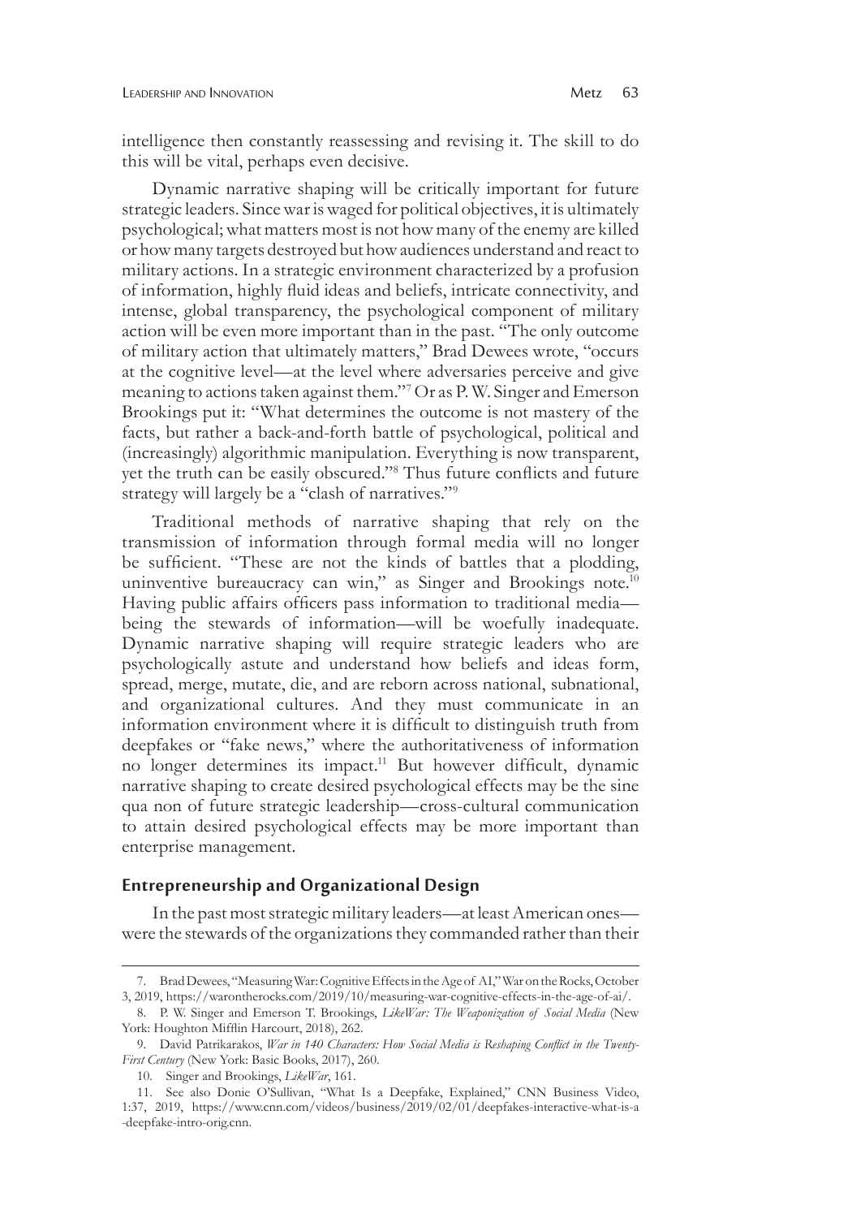intelligence then constantly reassessing and revising it. The skill to do this will be vital, perhaps even decisive.

Dynamic narrative shaping will be critically important for future strategic leaders. Since war is waged for political objectives, it is ultimately psychological; what matters most is not how many of the enemy are killed or how many targets destroyed but how audiences understand and react to military actions. In a strategic environment characterized by a profusion of information, highly fluid ideas and beliefs, intricate connectivity, and intense, global transparency, the psychological component of military action will be even more important than in the past. "The only outcome of military action that ultimately matters," Brad Dewees wrote, "occurs at the cognitive level—at the level where adversaries perceive and give meaning to actions taken against them."[7] Or as P. W. Singer and Emerson Brookings put it: "What determines the outcome is not mastery of the facts, but rather a back-and-forth battle of psychological, political and (increasingly) algorithmic manipulation. Everything is now transparent, yet the truth can be easily obscured."[8] Thus future conflicts and future strategy will largely be a "clash of narratives."[9]

Traditional methods of narrative shaping that rely on the transmission of information through formal media will no longer be sufficient. "These are not the kinds of battles that a plodding, uninventive bureaucracy can win," as Singer and Brookings note.[10] Having public affairs officers pass information to traditional media—being the stewards of information—will be woefully inadequate. Dynamic narrative shaping will require strategic leaders who are psychologically astute and understand how beliefs and ideas form, spread, merge, mutate, die, and are reborn across national, subnational, and organizational cultures. And they must communicate in an information environment where it is difficult to distinguish truth from deepfakes or "fake news," where the authoritativeness of information no longer determines its impact.[11] But however difficult, dynamic narrative shaping to create desired psychological effects may be the sine qua non of future strategic leadership—cross-cultural communication to attain desired psychological effects may be more important than enterprise management.

## Entrepreneurship and Organizational Design

In the past most strategic military leaders—at least American ones—were the stewards of the organizations they commanded rather than their

---

7. Brad Dewees, "Measuring War: Cognitive Effects in the Age of AI," War on the Rocks, October 3, 2019, https://warontherocks.com/2019/10/measuring-war-cognitive-effects-in-the-age-of-ai/.

8. P. W. Singer and Emerson T. Brookings, *LikeWar: The Weaponization of Social Media* (New York: Houghton Mifflin Harcourt, 2018), 262.

9. David Patrikarakos, *War in 140 Characters: How Social Media is Reshaping Conflict in the Twenty-First Century* (New York: Basic Books, 2017), 260.

10. Singer and Brookings, *LikeWar*, 161.

11. See also Donie O'Sullivan, "What Is a Deepfake, Explained," CNN Business Video, 1:37, 2019, https://www.cnn.com/videos/business/2019/02/01/deepfakes-interactive-what-is-a-deepfake-intro-orig.cnn.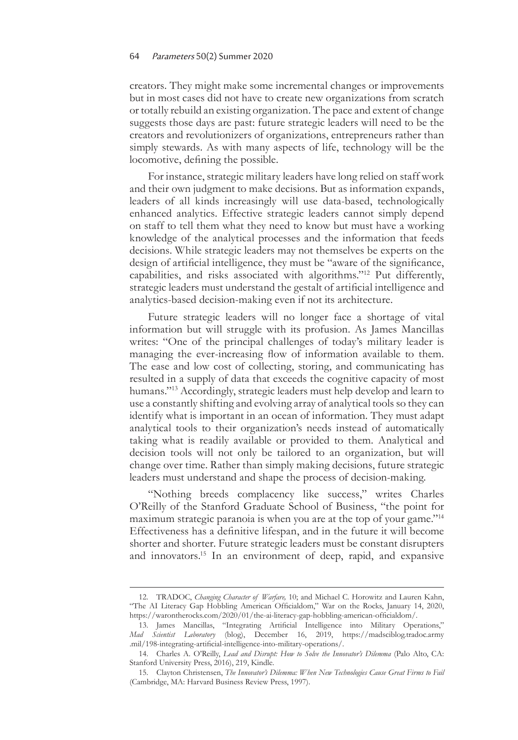creators. They might make some incremental changes or improvements but in most cases did not have to create new organizations from scratch or totally rebuild an existing organization. The pace and extent of change suggests those days are past: future strategic leaders will need to be the creators and revolutionizers of organizations, entrepreneurs rather than simply stewards. As with many aspects of life, technology will be the locomotive, defining the possible.

For instance, strategic military leaders have long relied on staff work and their own judgment to make decisions. But as information expands, leaders of all kinds increasingly will use data-based, technologically enhanced analytics. Effective strategic leaders cannot simply depend on staff to tell them what they need to know but must have a working knowledge of the analytical processes and the information that feeds decisions. While strategic leaders may not themselves be experts on the design of artificial intelligence, they must be "aware of the significance, capabilities, and risks associated with algorithms."[12] Put differently, strategic leaders must understand the gestalt of artificial intelligence and analytics-based decision-making even if not its architecture.

Future strategic leaders will no longer face a shortage of vital information but will struggle with its profusion. As James Mancillas writes: "One of the principal challenges of today's military leader is managing the ever-increasing flow of information available to them. The ease and low cost of collecting, storing, and communicating has resulted in a supply of data that exceeds the cognitive capacity of most humans."[13] Accordingly, strategic leaders must help develop and learn to use a constantly shifting and evolving array of analytical tools so they can identify what is important in an ocean of information. They must adapt analytical tools to their organization's needs instead of automatically taking what is readily available or provided to them. Analytical and decision tools will not only be tailored to an organization, but will change over time. Rather than simply making decisions, future strategic leaders must understand and shape the process of decision-making.

"Nothing breeds complacency like success," writes Charles O'Reilly of the Stanford Graduate School of Business, "the point for maximum strategic paranoia is when you are at the top of your game."[14] Effectiveness has a definitive lifespan, and in the future it will become shorter and shorter. Future strategic leaders must be constant disrupters and innovators.[15] In an environment of deep, rapid, and expansive

---

12. TRADOC, *Changing Character of Warfare,* 10; and Michael C. Horowitz and Lauren Kahn, "The AI Literacy Gap Hobbling American Officialdom," War on the Rocks, January 14, 2020, https://warontherocks.com/2020/01/the-ai-literacy-gap-hobbling-american-officialdom/.

13. James Mancillas, "Integrating Artificial Intelligence into Military Operations," *Mad Scientist Laboratory* (blog), December 16, 2019, https://madsciblog.tradoc.army.mil/198-integrating-artificial-intelligence-into-military-operations/.

14. Charles A. O'Reilly, *Lead and Disrupt: How to Solve the Innovator's Dilemma* (Palo Alto, CA: Stanford University Press, 2016), 219, Kindle.

15. Clayton Christensen, *The Innovator's Dilemma: When New Technologies Cause Great Firms to Fail* (Cambridge, MA: Harvard Business Review Press, 1997).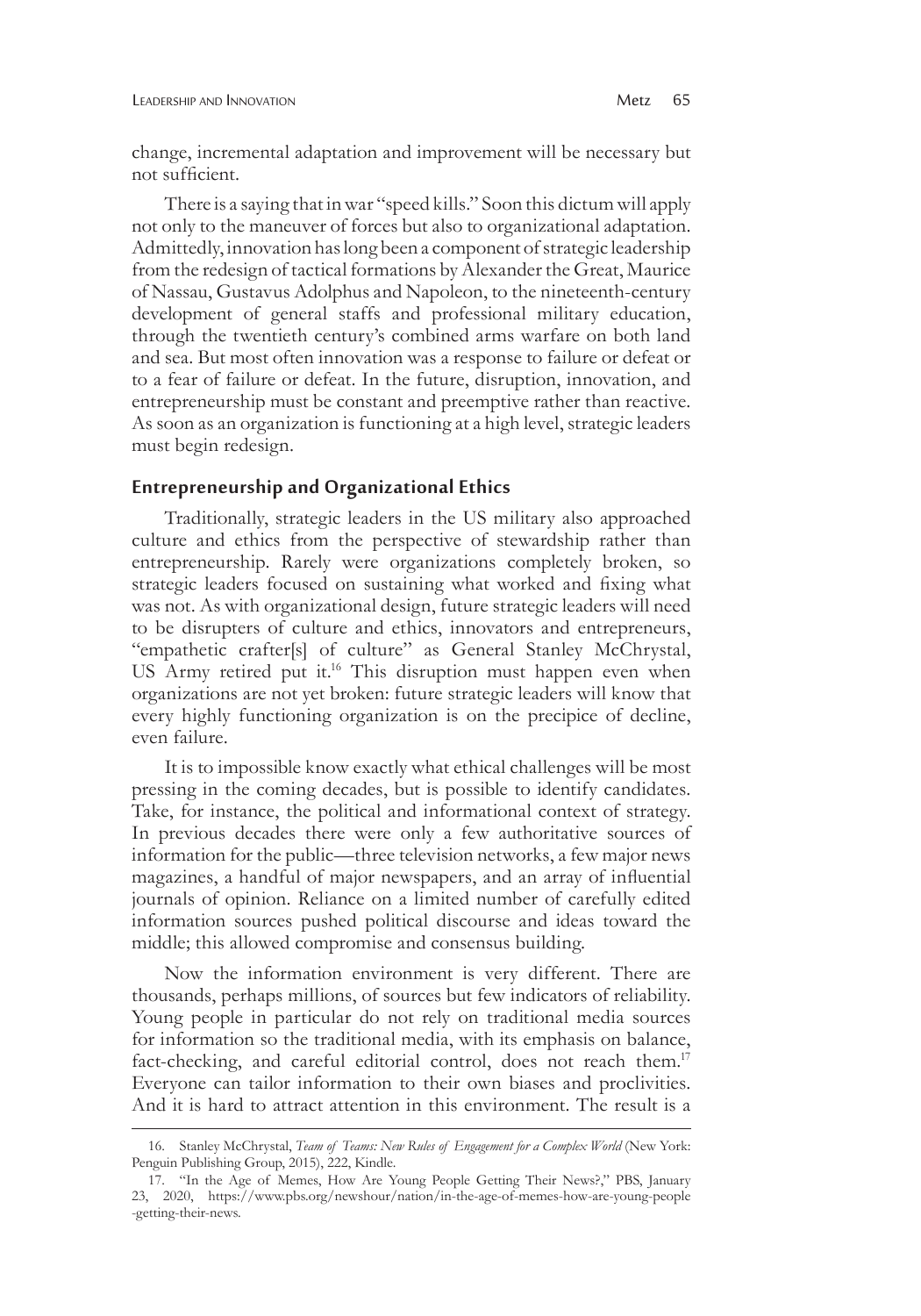change, incremental adaptation and improvement will be necessary but not sufficient.

There is a saying that in war "speed kills." Soon this dictum will apply not only to the maneuver of forces but also to organizational adaptation. Admittedly, innovation has long been a component of strategic leadership from the redesign of tactical formations by Alexander the Great, Maurice of Nassau, Gustavus Adolphus and Napoleon, to the nineteenth-century development of general staffs and professional military education, through the twentieth century's combined arms warfare on both land and sea. But most often innovation was a response to failure or defeat or to a fear of failure or defeat. In the future, disruption, innovation, and entrepreneurship must be constant and preemptive rather than reactive. As soon as an organization is functioning at a high level, strategic leaders must begin redesign.

## Entrepreneurship and Organizational Ethics

Traditionally, strategic leaders in the US military also approached culture and ethics from the perspective of stewardship rather than entrepreneurship. Rarely were organizations completely broken, so strategic leaders focused on sustaining what worked and fixing what was not. As with organizational design, future strategic leaders will need to be disrupters of culture and ethics, innovators and entrepreneurs, "empathetic crafter[s] of culture" as General Stanley McChrystal, US Army retired put it.[16] This disruption must happen even when organizations are not yet broken: future strategic leaders will know that every highly functioning organization is on the precipice of decline, even failure.

It is to impossible know exactly what ethical challenges will be most pressing in the coming decades, but is possible to identify candidates. Take, for instance, the political and informational context of strategy. In previous decades there were only a few authoritative sources of information for the public—three television networks, a few major news magazines, a handful of major newspapers, and an array of influential journals of opinion. Reliance on a limited number of carefully edited information sources pushed political discourse and ideas toward the middle; this allowed compromise and consensus building.

Now the information environment is very different. There are thousands, perhaps millions, of sources but few indicators of reliability. Young people in particular do not rely on traditional media sources for information so the traditional media, with its emphasis on balance, fact-checking, and careful editorial control, does not reach them.[17] Everyone can tailor information to their own biases and proclivities. And it is hard to attract attention in this environment. The result is a

---

16. Stanley McChrystal, *Team of Teams: New Rules of Engagement for a Complex World* (New York: Penguin Publishing Group, 2015), 222, Kindle.

17. "In the Age of Memes, How Are Young People Getting Their News?," PBS, January 23, 2020, https://www.pbs.org/newshour/nation/in-the-age-of-memes-how-are-young-people-getting-their-news.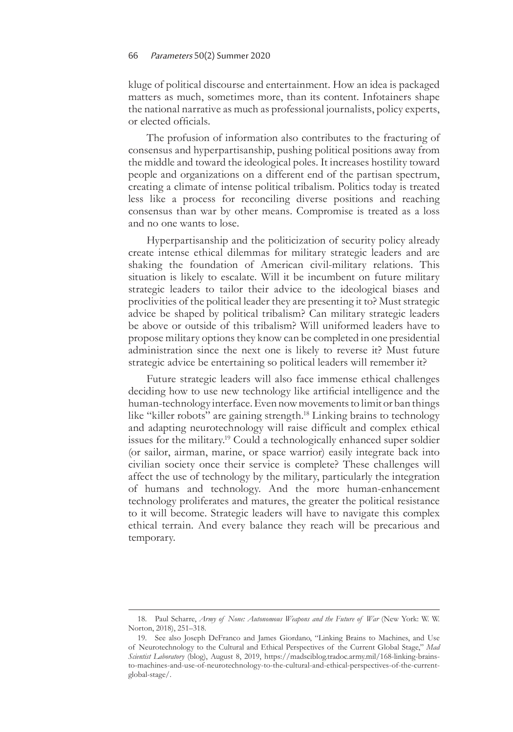kluge of political discourse and entertainment. How an idea is packaged matters as much, sometimes more, than its content. Infotainers shape the national narrative as much as professional journalists, policy experts, or elected officials.

The profusion of information also contributes to the fracturing of consensus and hyperpartisanship, pushing political positions away from the middle and toward the ideological poles. It increases hostility toward people and organizations on a different end of the partisan spectrum, creating a climate of intense political tribalism. Politics today is treated less like a process for reconciling diverse positions and reaching consensus than war by other means. Compromise is treated as a loss and no one wants to lose.

Hyperpartisanship and the politicization of security policy already create intense ethical dilemmas for military strategic leaders and are shaking the foundation of American civil-military relations. This situation is likely to escalate. Will it be incumbent on future military strategic leaders to tailor their advice to the ideological biases and proclivities of the political leader they are presenting it to? Must strategic advice be shaped by political tribalism? Can military strategic leaders be above or outside of this tribalism? Will uniformed leaders have to propose military options they know can be completed in one presidential administration since the next one is likely to reverse it? Must future strategic advice be entertaining so political leaders will remember it?

Future strategic leaders will also face immense ethical challenges deciding how to use new technology like artificial intelligence and the human-technology interface. Even now movements to limit or ban things like "killer robots" are gaining strength.[18] Linking brains to technology and adapting neurotechnology will raise difficult and complex ethical issues for the military.[19] Could a technologically enhanced super soldier (or sailor, airman, marine, or space warrior) easily integrate back into civilian society once their service is complete? These challenges will affect the use of technology by the military, particularly the integration of humans and technology. And the more human-enhancement technology proliferates and matures, the greater the political resistance to it will become. Strategic leaders will have to navigate this complex ethical terrain. And every balance they reach will be precarious and temporary.

---

18. Paul Scharre, *Army of None: Autonomous Weapons and the Future of War* (New York: W. W. Norton, 2018), 251–318.

19. See also Joseph DeFranco and James Giordano, "Linking Brains to Machines, and Use of Neurotechnology to the Cultural and Ethical Perspectives of the Current Global Stage," *Mad Scientist Laboratory* (blog), August 8, 2019, https://madsciblog.tradoc.army.mil/168-linking-brains-to-machines-and-use-of-neurotechnology-to-the-cultural-and-ethical-perspectives-of-the-current-global-stage/.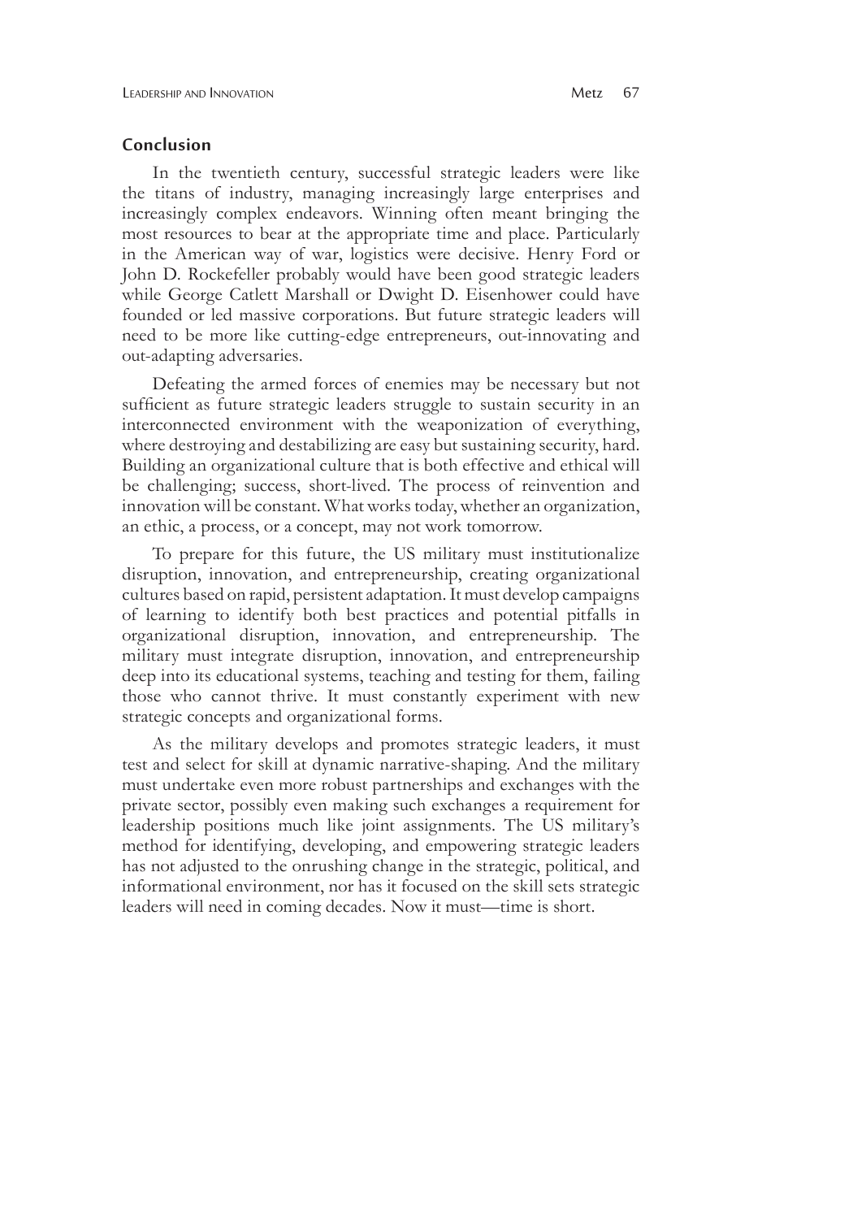## Conclusion

In the twentieth century, successful strategic leaders were like the titans of industry, managing increasingly large enterprises and increasingly complex endeavors. Winning often meant bringing the most resources to bear at the appropriate time and place. Particularly in the American way of war, logistics were decisive. Henry Ford or John D. Rockefeller probably would have been good strategic leaders while George Catlett Marshall or Dwight D. Eisenhower could have founded or led massive corporations. But future strategic leaders will need to be more like cutting-edge entrepreneurs, out-innovating and out-adapting adversaries.

Defeating the armed forces of enemies may be necessary but not sufficient as future strategic leaders struggle to sustain security in an interconnected environment with the weaponization of everything, where destroying and destabilizing are easy but sustaining security, hard. Building an organizational culture that is both effective and ethical will be challenging; success, short-lived. The process of reinvention and innovation will be constant. What works today, whether an organization, an ethic, a process, or a concept, may not work tomorrow.

To prepare for this future, the US military must institutionalize disruption, innovation, and entrepreneurship, creating organizational cultures based on rapid, persistent adaptation. It must develop campaigns of learning to identify both best practices and potential pitfalls in organizational disruption, innovation, and entrepreneurship. The military must integrate disruption, innovation, and entrepreneurship deep into its educational systems, teaching and testing for them, failing those who cannot thrive. It must constantly experiment with new strategic concepts and organizational forms.

As the military develops and promotes strategic leaders, it must test and select for skill at dynamic narrative-shaping. And the military must undertake even more robust partnerships and exchanges with the private sector, possibly even making such exchanges a requirement for leadership positions much like joint assignments. The US military's method for identifying, developing, and empowering strategic leaders has not adjusted to the onrushing change in the strategic, political, and informational environment, nor has it focused on the skill sets strategic leaders will need in coming decades. Now it must—time is short.